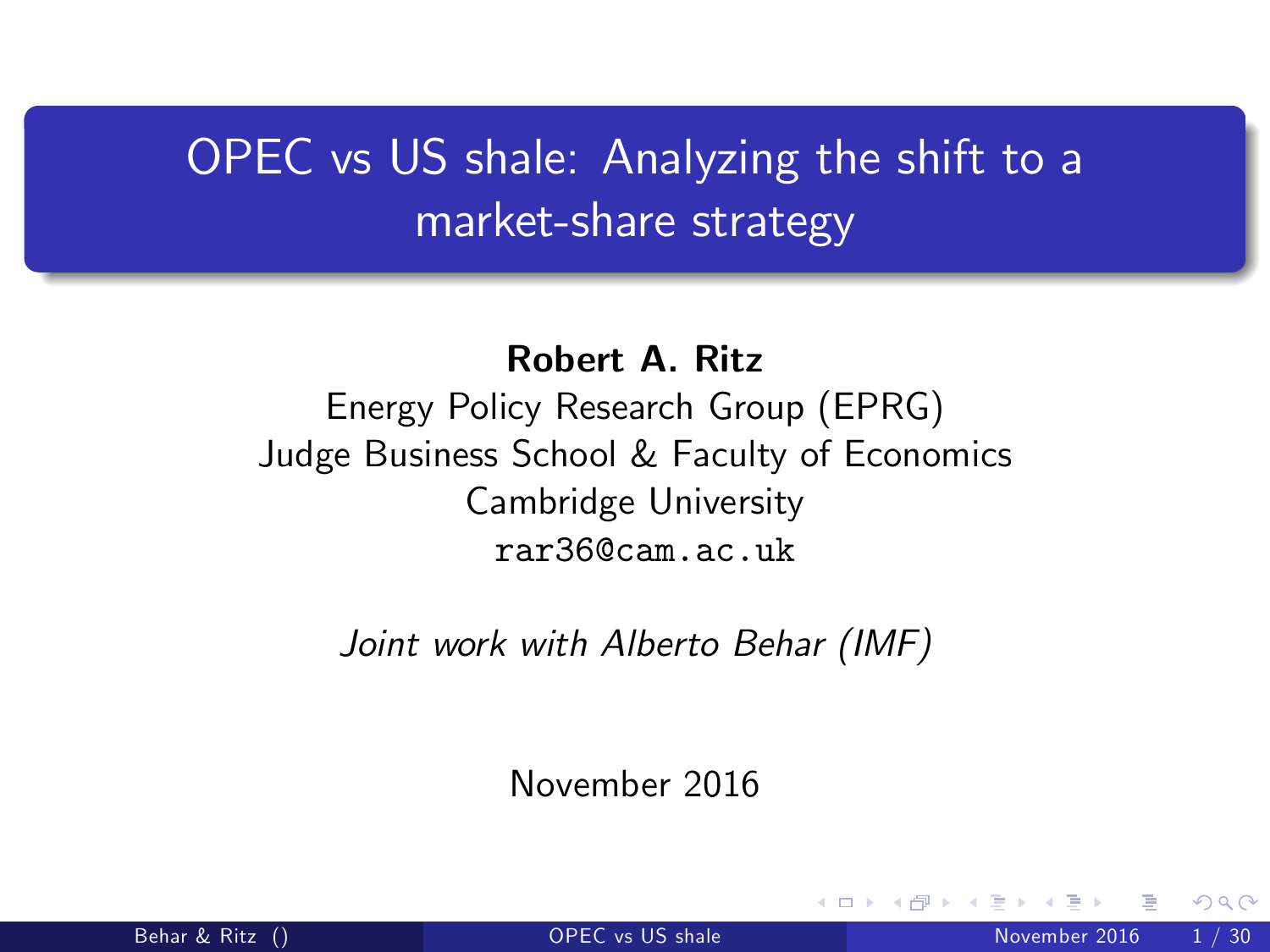# OPEC vs US shale: Analyzing the shift to a market-share strategy

**Robert A. Ritz**

Energy Policy Research Group (EPRG)
Judge Business School & Faculty of Economics
Cambridge University
rar36@cam.ac.uk

*Joint work with Alberto Behar (IMF)*

November 2016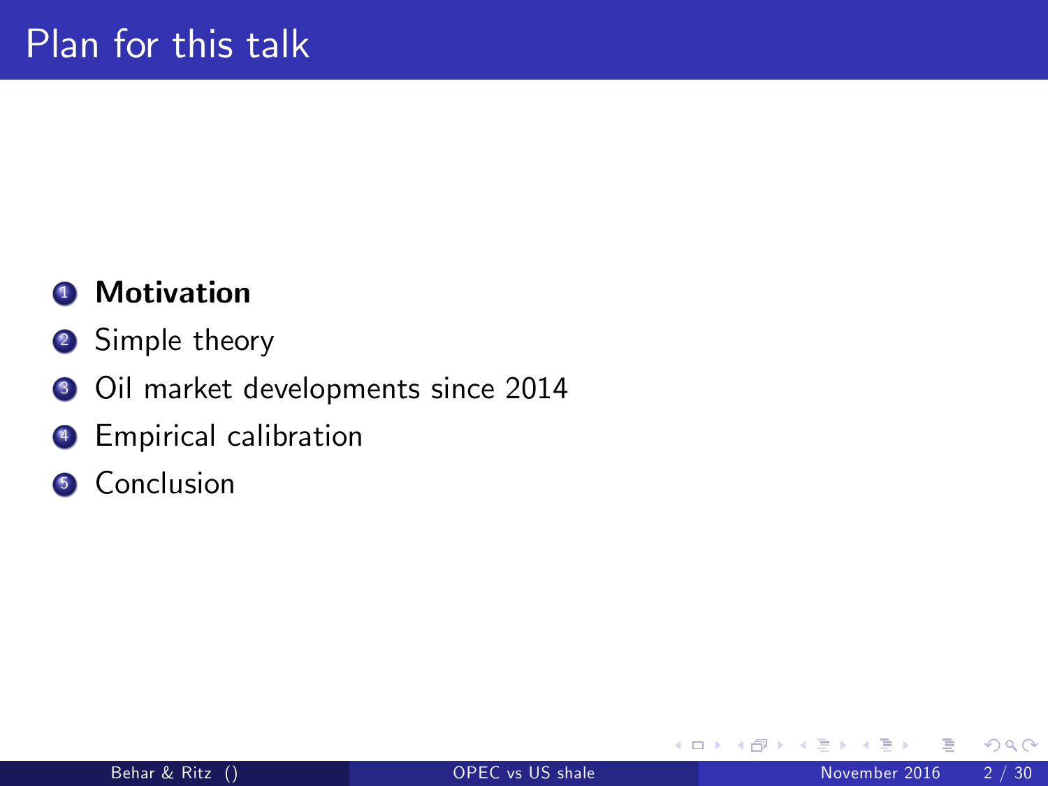# Plan for this talk

1. **Motivation**
2. Simple theory
3. Oil market developments since 2014
4. Empirical calibration
5. Conclusion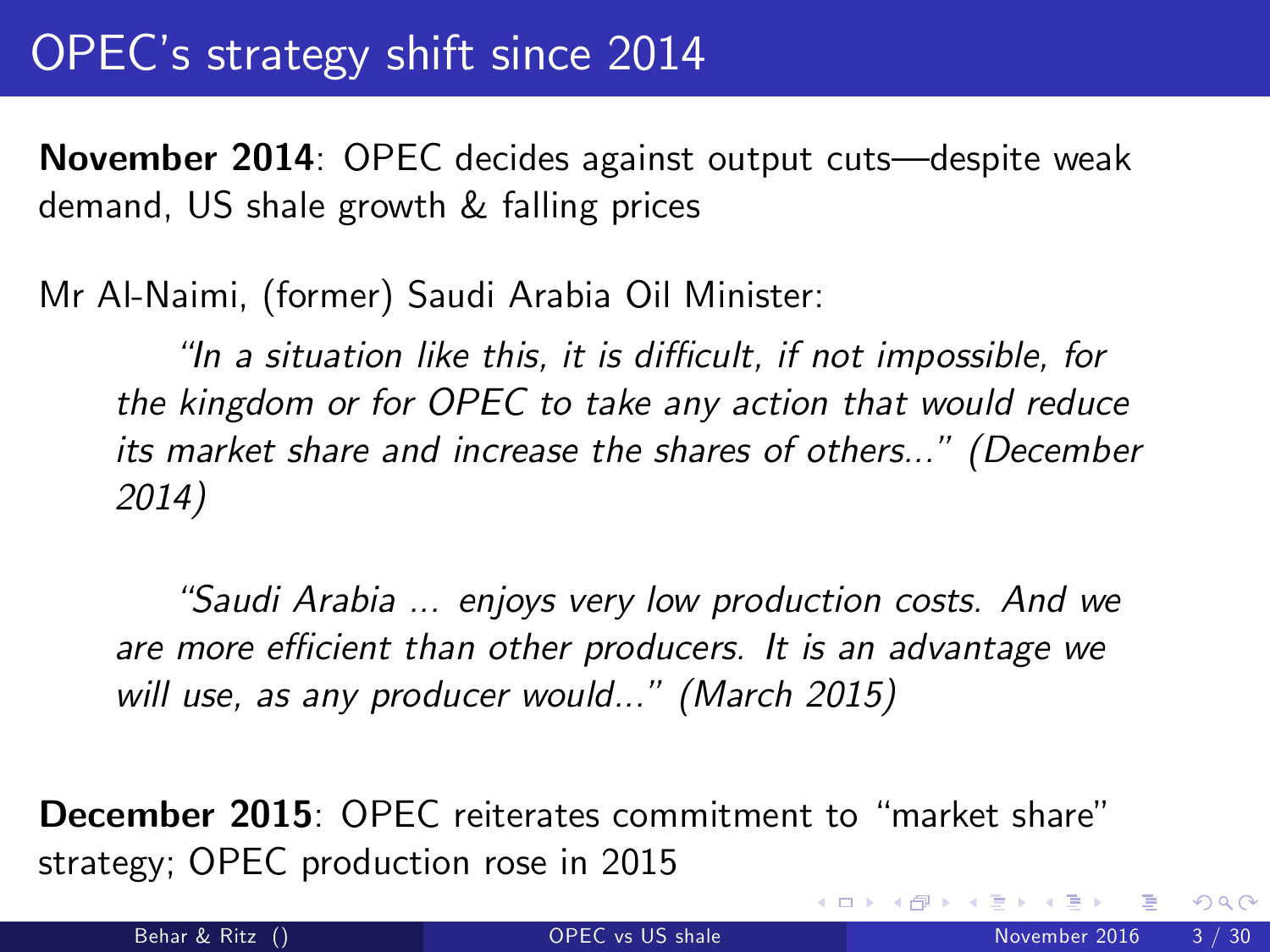# OPEC's strategy shift since 2014

**November 2014**: OPEC decides against output cuts—despite weak demand, US shale growth & falling prices

Mr Al-Naimi, (former) Saudi Arabia Oil Minister:

> *"In a situation like this, it is difficult, if not impossible, for the kingdom or for OPEC to take any action that would reduce its market share and increase the shares of others..." (December 2014)*

> *"Saudi Arabia ... enjoys very low production costs. And we are more efficient than other producers. It is an advantage we will use, as any producer would..." (March 2015)*

**December 2015**: OPEC reiterates commitment to "market share" strategy; OPEC production rose in 2015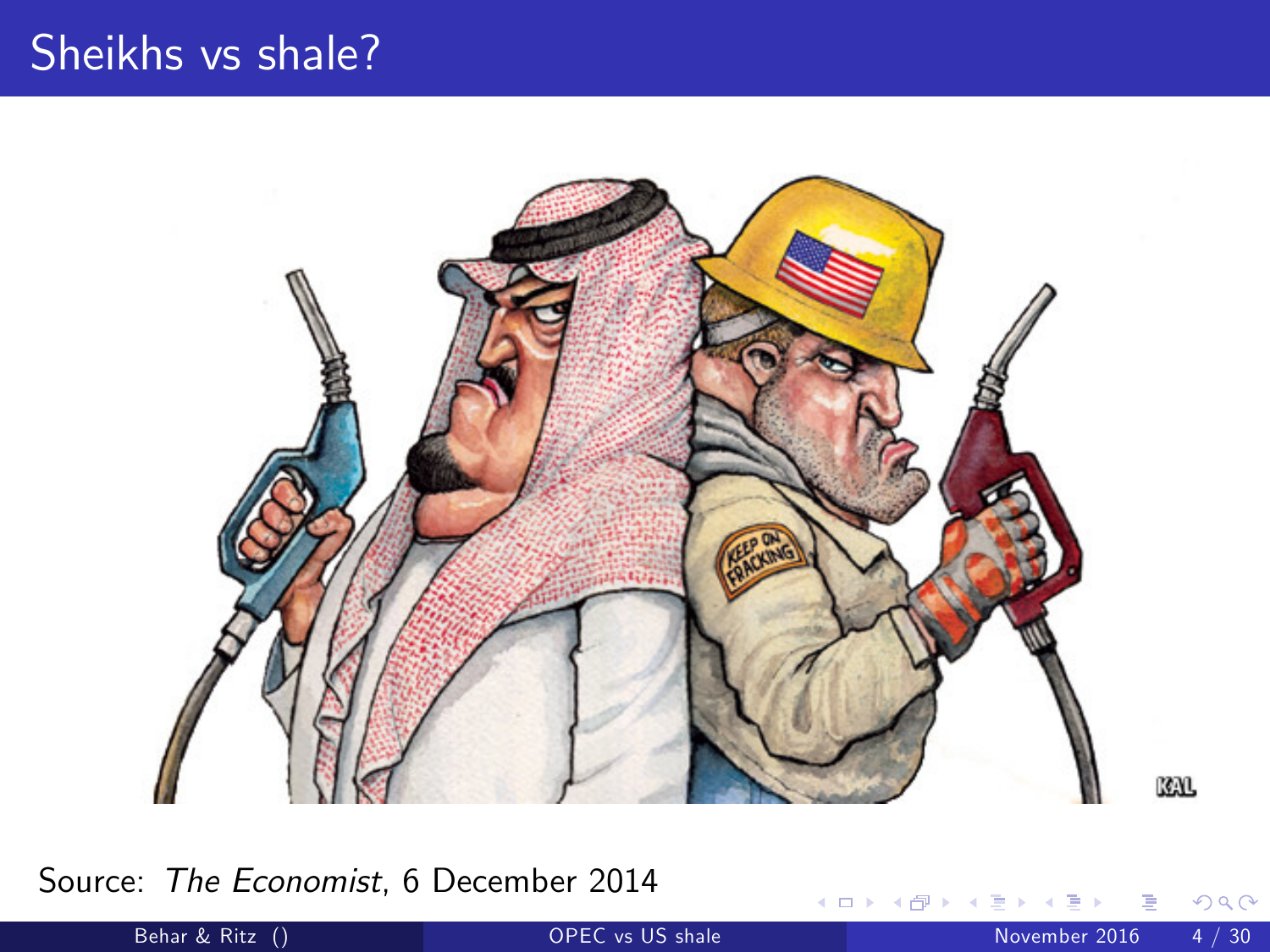# Sheikhs vs shale?

Source: *The Economist*, 6 December 2014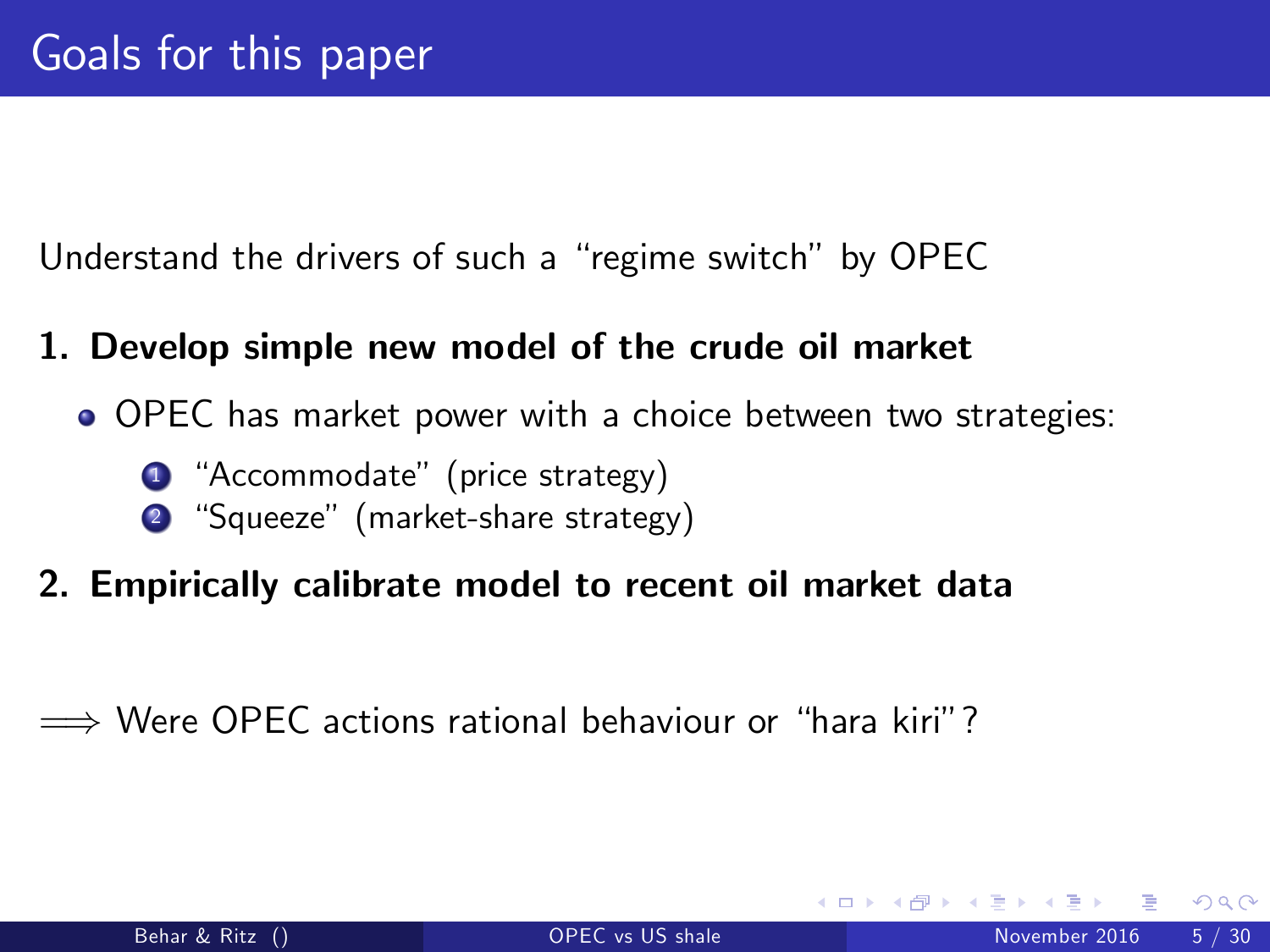# Goals for this paper

Understand the drivers of such a "regime switch" by OPEC

**1. Develop simple new model of the crude oil market**

- OPEC has market power with a choice between two strategies:
    1. "Accommodate" (price strategy)
    2. "Squeeze" (market-share strategy)

**2. Empirically calibrate model to recent oil market data**

$\Longrightarrow$ Were OPEC actions rational behaviour or "hara kiri"?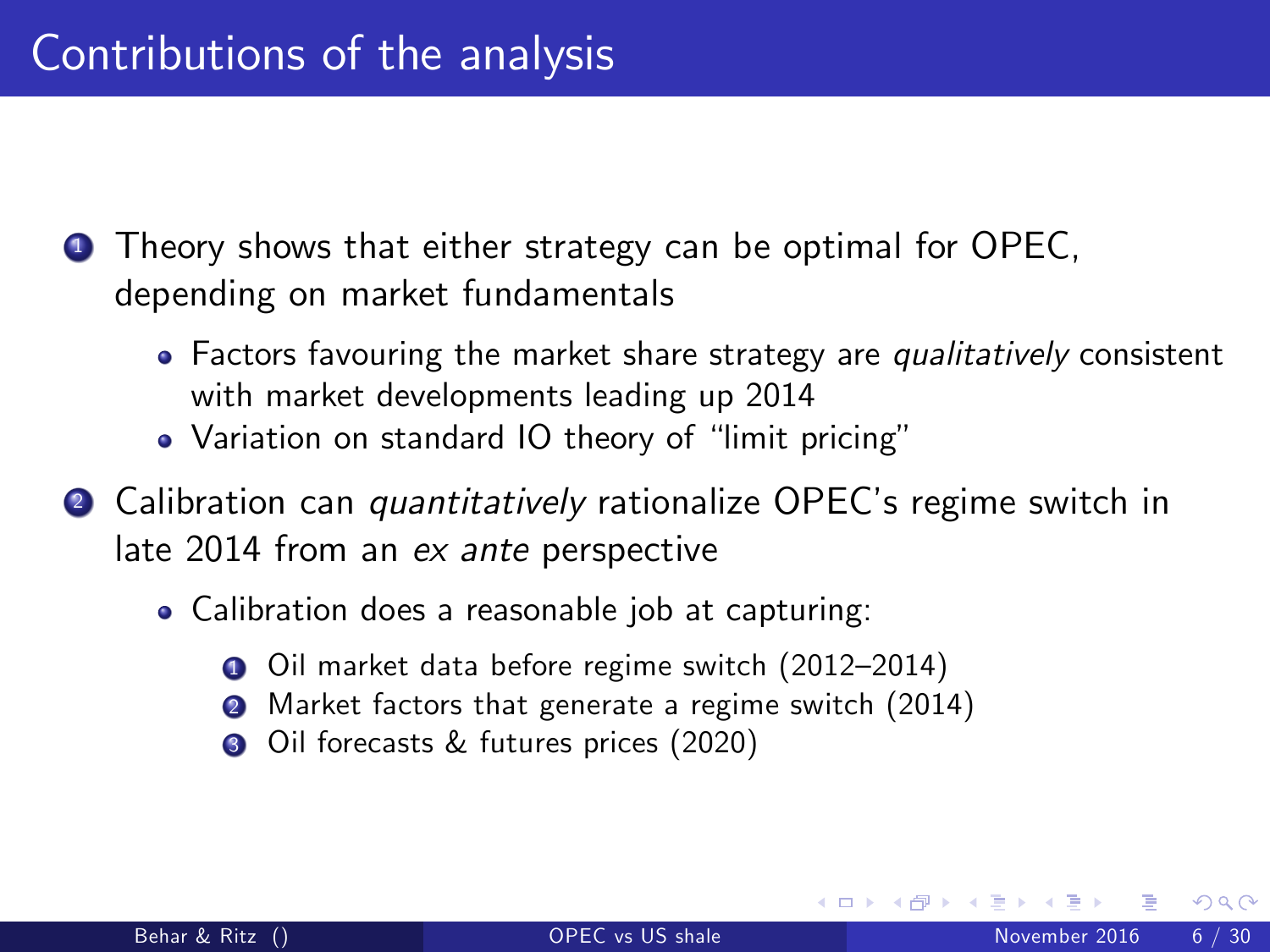# Contributions of the analysis

1. Theory shows that either strategy can be optimal for OPEC, depending on market fundamentals
    - Factors favouring the market share strategy are *qualitatively* consistent with market developments leading up 2014
    - Variation on standard IO theory of "limit pricing"
2. Calibration can *quantitatively* rationalize OPEC's regime switch in late 2014 from an *ex ante* perspective
    - Calibration does a reasonable job at capturing:
        1. Oil market data before regime switch (2012–2014)
        2. Market factors that generate a regime switch (2014)
        3. Oil forecasts & futures prices (2020)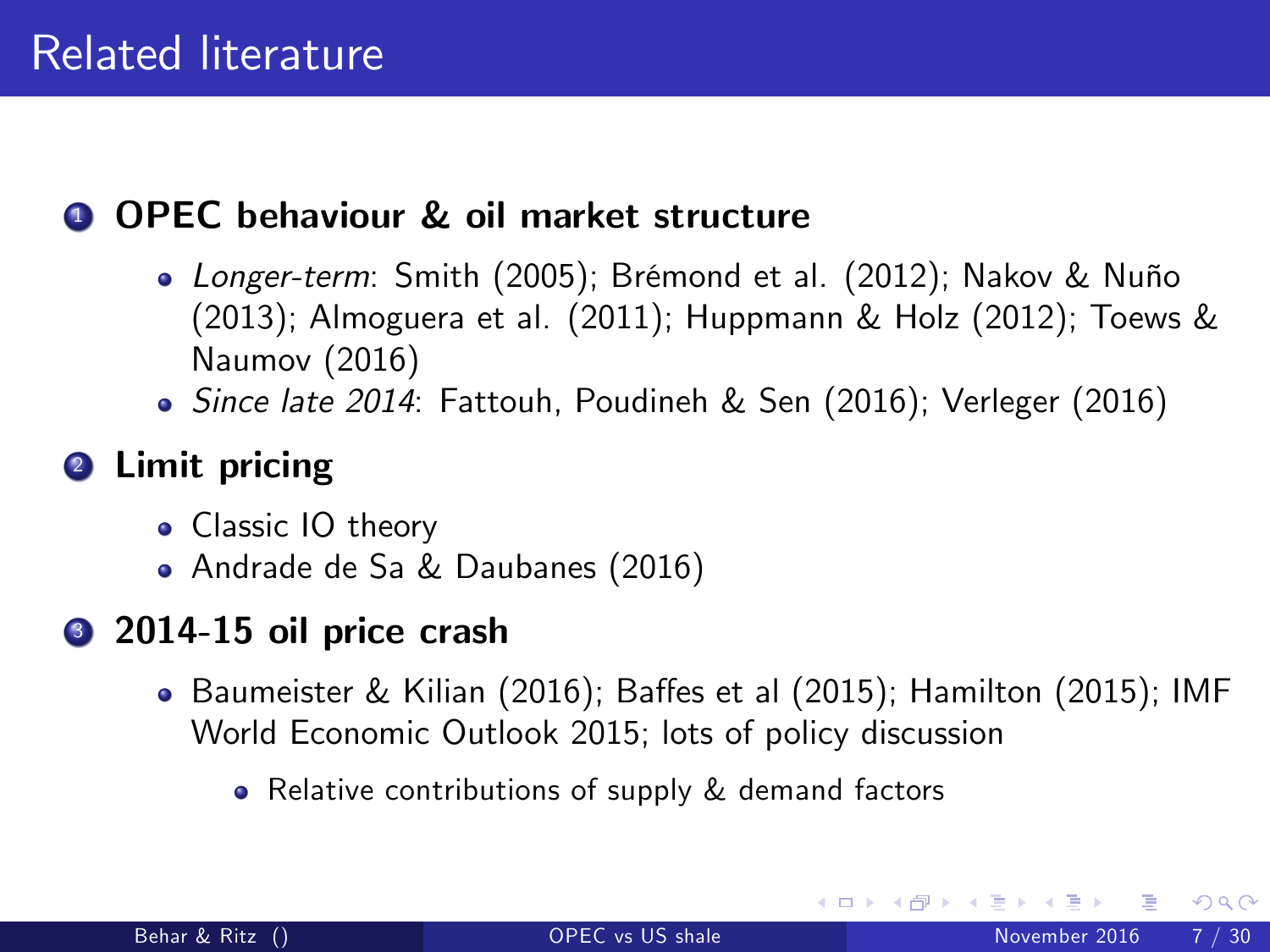# Related literature

1. **OPEC behaviour & oil market structure**
   - *Longer-term*: Smith (2005); Brémond et al. (2012); Nakov & Nuño (2013); Almoguera et al. (2011); Huppmann & Holz (2012); Toews & Naumov (2016)
   - *Since late 2014*: Fattouh, Poudineh & Sen (2016); Verleger (2016)

2. **Limit pricing**
   - Classic IO theory
   - Andrade de Sa & Daubanes (2016)

3. **2014-15 oil price crash**
   - Baumeister & Kilian (2016); Baffes et al (2015); Hamilton (2015); IMF World Economic Outlook 2015; lots of policy discussion
     - Relative contributions of supply & demand factors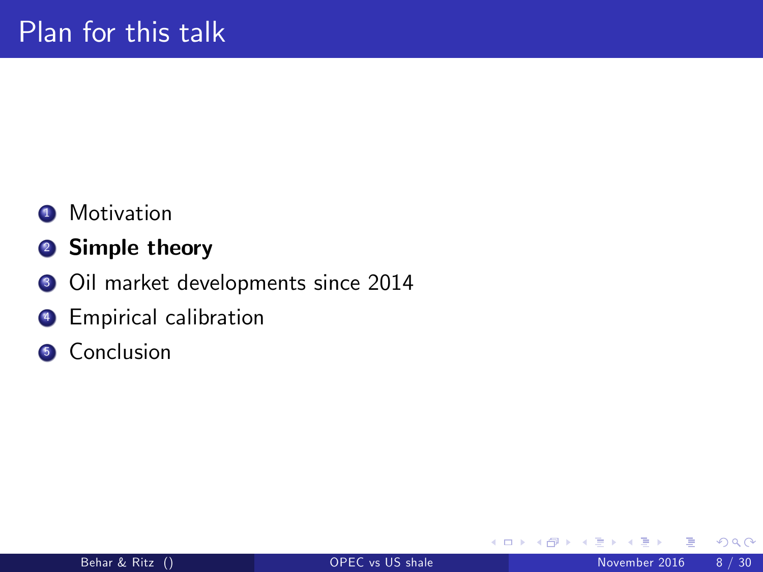# Plan for this talk

1. Motivation
2. **Simple theory**
3. Oil market developments since 2014
4. Empirical calibration
5. Conclusion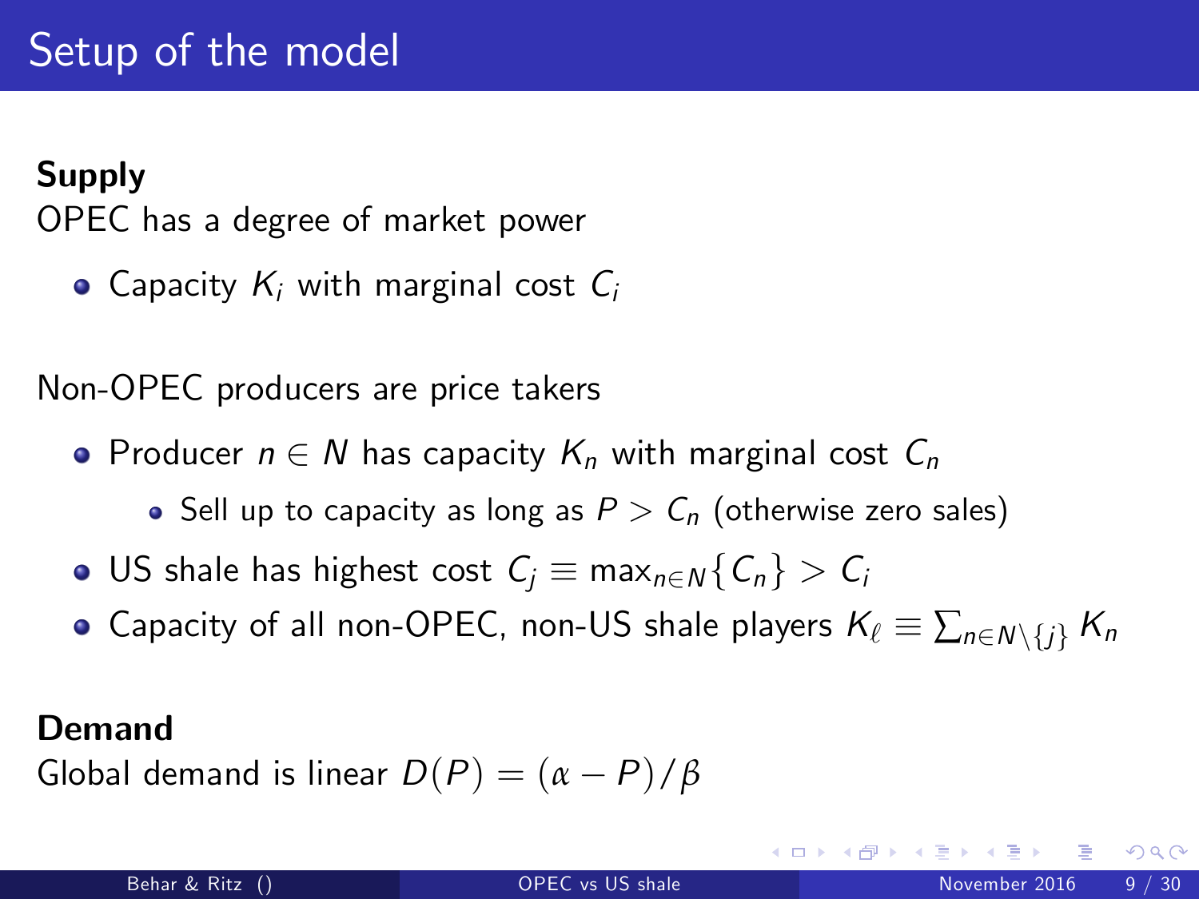# Setup of the model

**Supply**

OPEC has a degree of market power

- Capacity $K_i$ with marginal cost $C_i$

Non-OPEC producers are price takers

- Producer $n \in N$ has capacity $K_n$ with marginal cost $C_n$
  - Sell up to capacity as long as $P > C_n$ (otherwise zero sales)
- US shale has highest cost $C_j \equiv \max_{n \in N}\{C_n\} > C_i$
- Capacity of all non-OPEC, non-US shale players $K_\ell \equiv \sum_{n \in N \setminus \{j\}} K_n$

**Demand**

Global demand is linear $D(P) = (\alpha - P)/\beta$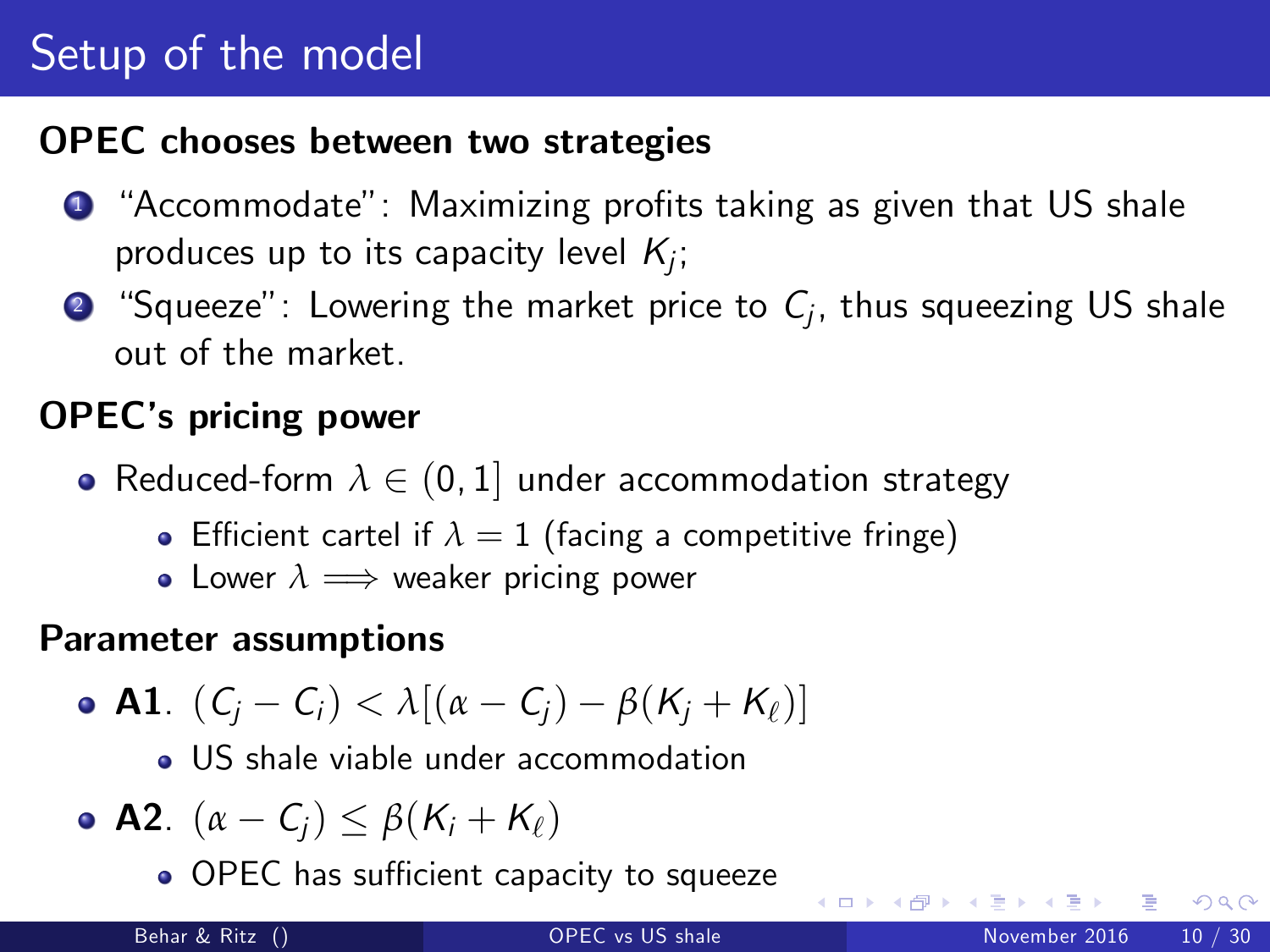# Setup of the model

**OPEC chooses between two strategies**

1. "Accommodate": Maximizing profits taking as given that US shale produces up to its capacity level $K_j$;
2. "Squeeze": Lowering the market price to $C_j$, thus squeezing US shale out of the market.

**OPEC's pricing power**

- Reduced-form $\lambda \in (0, 1]$ under accommodation strategy
    - Efficient cartel if $\lambda = 1$ (facing a competitive fringe)
    - Lower $\lambda \implies$ weaker pricing power

**Parameter assumptions**

- **A1**. $(C_j - C_i) < \lambda[(\alpha - C_j) - \beta(K_j + K_\ell)]$
    - US shale viable under accommodation
- **A2**. $(\alpha - C_j) \leq \beta(K_i + K_\ell)$
    - OPEC has sufficient capacity to squeeze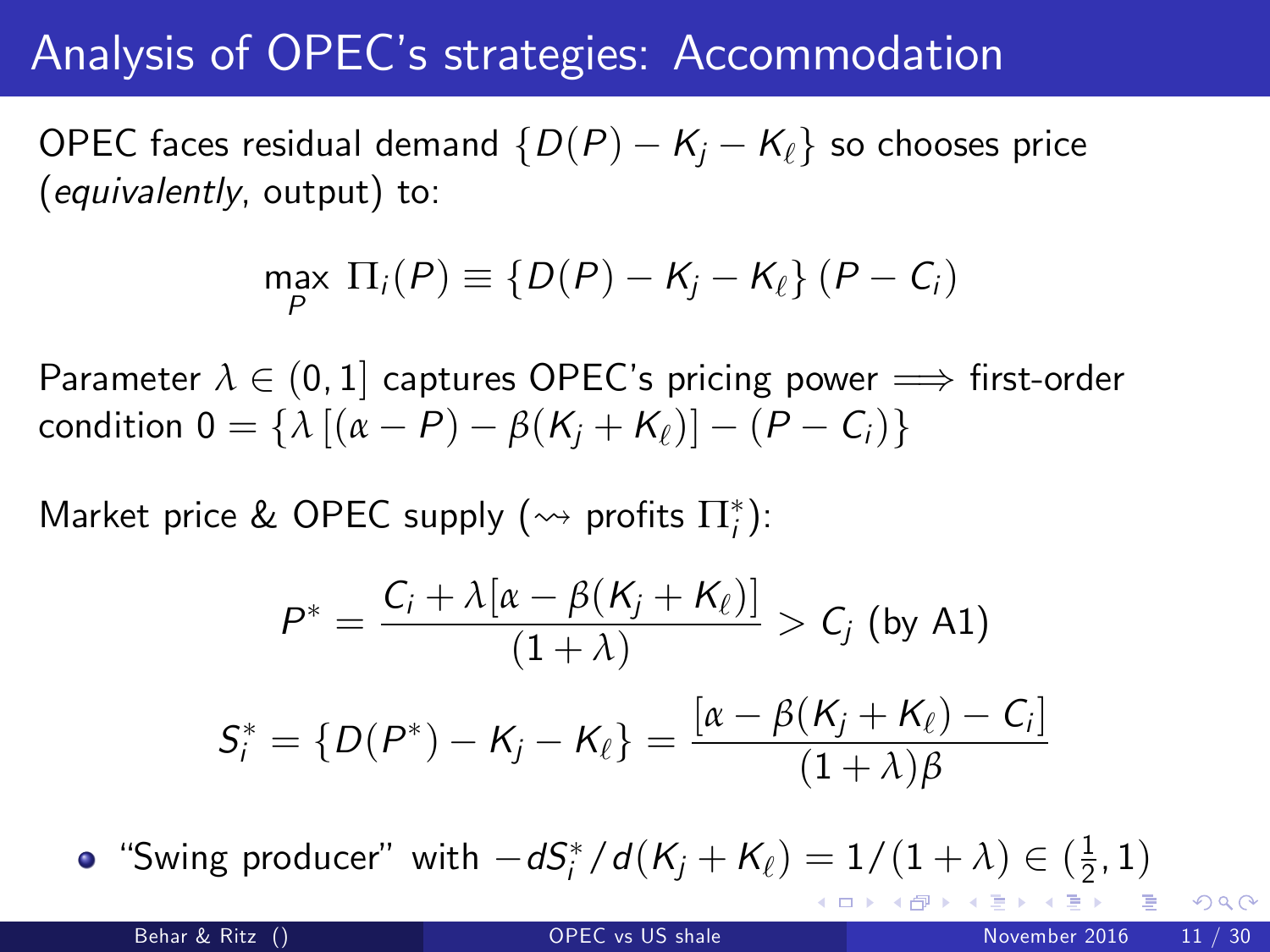# Analysis of OPEC's strategies: Accommodation

OPEC faces residual demand $\{D(P) - K_j - K_\ell\}$ so chooses price (*equivalently*, output) to:

$$\max_P \; \Pi_i(P) \equiv \{D(P) - K_j - K_\ell\}\,(P - C_i)$$

Parameter $\lambda \in (0, 1]$ captures OPEC's pricing power $\Longrightarrow$ first-order condition $0 = \{\lambda\,[(\alpha - P) - \beta(K_j + K_\ell)] - (P - C_i)\}$

Market price & OPEC supply ($\rightsquigarrow$ profits $\Pi_i^*$):

$$P^* = \frac{C_i + \lambda[\alpha - \beta(K_j + K_\ell)]}{(1 + \lambda)} > C_j \text{ (by A1)}$$

$$S_i^* = \{D(P^*) - K_j - K_\ell\} = \frac{[\alpha - \beta(K_j + K_\ell) - C_i]}{(1 + \lambda)\beta}$$

- "Swing producer" with $-dS_i^*/d(K_j + K_\ell) = 1/(1 + \lambda) \in (\frac{1}{2}, 1)$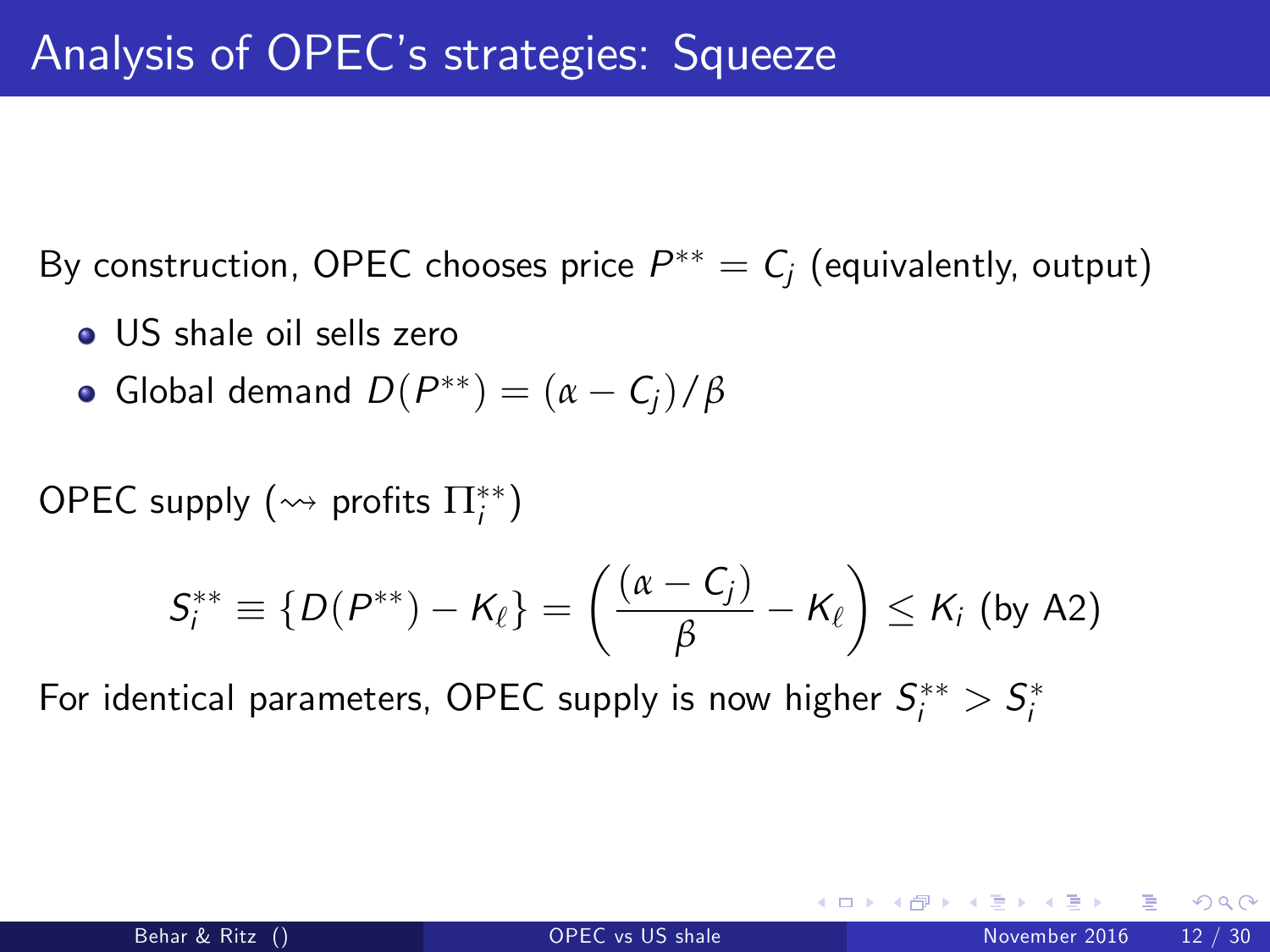# Analysis of OPEC's strategies: Squeeze

By construction, OPEC chooses price $P^{**} = C_j$ (equivalently, output)

- US shale oil sells zero
- Global demand $D(P^{**}) = (\alpha - C_j)/\beta$

OPEC supply ($\rightsquigarrow$ profits $\Pi_i^{**}$)

$$S_i^{**} \equiv \{D(P^{**}) - K_\ell\} = \left( \frac{(\alpha - C_j)}{\beta} - K_\ell \right) \leq K_i \text{ (by A2)}$$

For identical parameters, OPEC supply is now higher $S_i^{**} > S_i^*$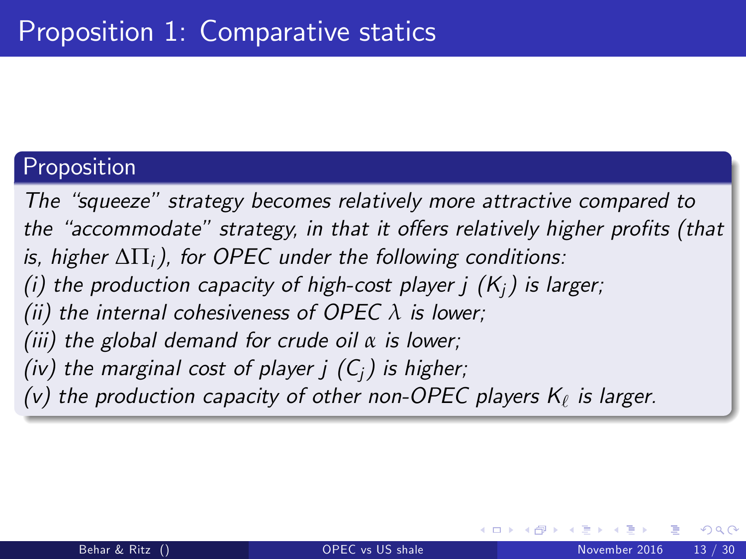# Proposition 1: Comparative statics

**Proposition**

*The "squeeze" strategy becomes relatively more attractive compared to the "accommodate" strategy, in that it offers relatively higher profits (that is, higher $\Delta\Pi_i$), for OPEC under the following conditions:*
*(i) the production capacity of high-cost player j ($K_j$) is larger;*
*(ii) the internal cohesiveness of OPEC $\lambda$ is lower;*
*(iii) the global demand for crude oil $\alpha$ is lower;*
*(iv) the marginal cost of player j ($C_j$) is higher;*
*(v) the production capacity of other non-OPEC players $K_\ell$ is larger.*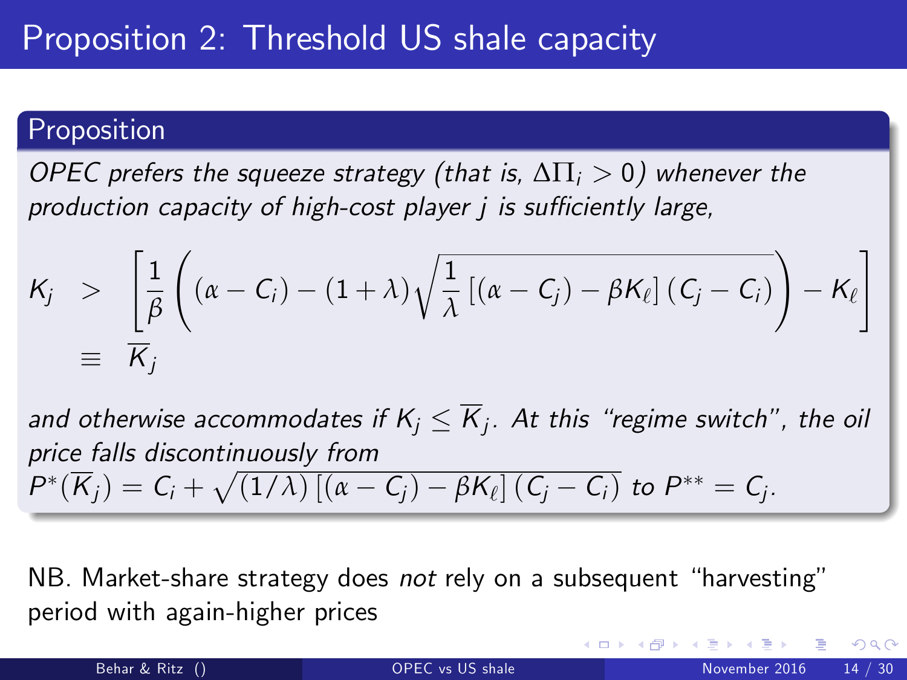# Proposition 2: Threshold US shale capacity

## Proposition

*OPEC prefers the squeeze strategy (that is, $\Delta\Pi_i > 0$) whenever the production capacity of high-cost player $j$ is sufficiently large,*

$$
\begin{aligned}
K_j \quad &> \quad \left[\frac{1}{\beta}\left((\alpha - C_i) - (1+\lambda)\sqrt{\frac{1}{\lambda}\left[(\alpha - C_j) - \beta K_\ell\right](C_j - C_i)}\right) - K_\ell\right] \\
&\equiv \quad \overline{K}_j
\end{aligned}
$$

*and otherwise accommodates if $K_j \leq \overline{K}_j$. At this "regime switch", the oil price falls discontinuously from* $P^*(\overline{K}_j) = C_i + \sqrt{(1/\lambda)\left[(\alpha - C_j) - \beta K_\ell\right](C_j - C_i)}$ *to* $P^{**} = C_j$.

NB. Market-share strategy does *not* rely on a subsequent "harvesting" period with again-higher prices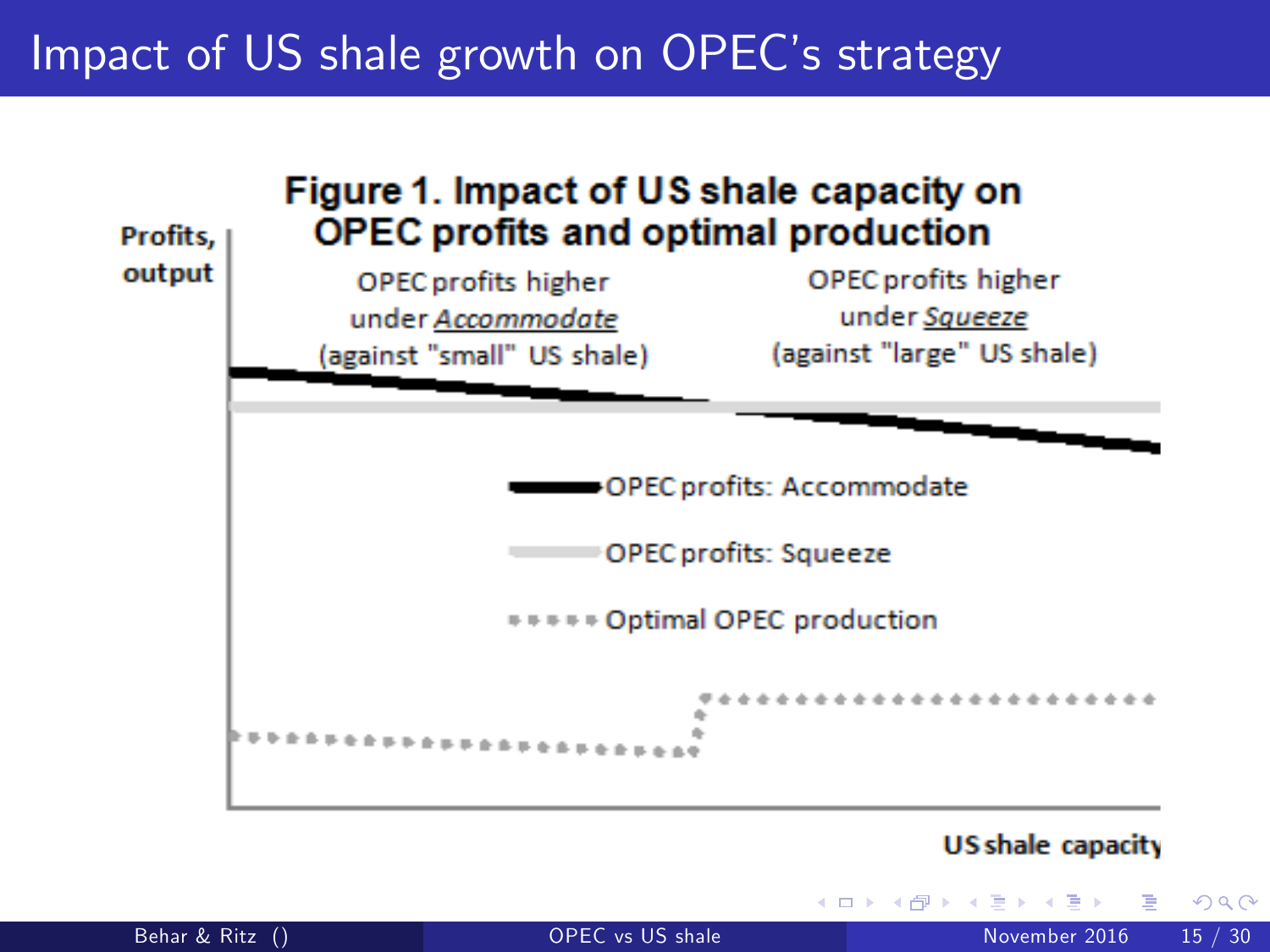# Impact of US shale growth on OPEC's strategy

**Figure 1. Impact of US shale capacity on OPEC profits and optimal production**

**Profits, output**

OPEC profits higher under *Accommodate* (against "small" US shale)

OPEC profits higher under *Squeeze* (against "large" US shale)

OPEC profits: Accommodate

OPEC profits: Squeeze

Optimal OPEC production

**US shale capacity**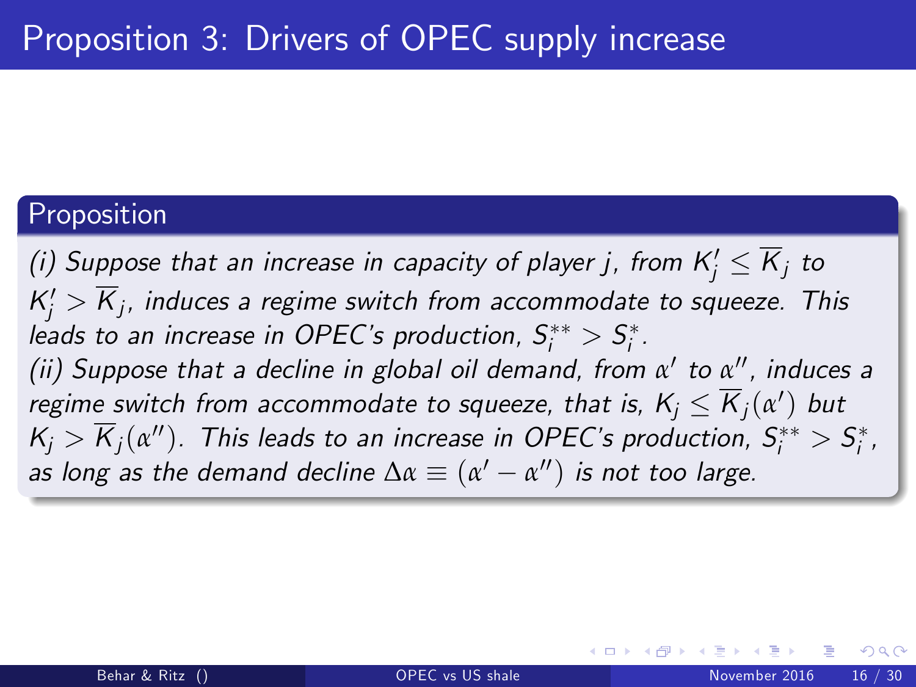# Proposition 3: Drivers of OPEC supply increase

**Proposition**

*(i) Suppose that an increase in capacity of player j, from* $K_j^l \leq \overline{K}_j$ *to* $K_j^l > \overline{K}_j$*, induces a regime switch from accommodate to squeeze. This leads to an increase in OPEC's production,* $S_i^{**} > S_i^*$*.*

*(ii) Suppose that a decline in global oil demand, from* $\alpha'$ *to* $\alpha''$*, induces a regime switch from accommodate to squeeze, that is,* $K_j \leq \overline{K}_j(\alpha')$ *but* $K_j > \overline{K}_j(\alpha'')$*. This leads to an increase in OPEC's production,* $S_i^{**} > S_i^*$*, as long as the demand decline* $\Delta\alpha \equiv (\alpha' - \alpha'')$ *is not too large.*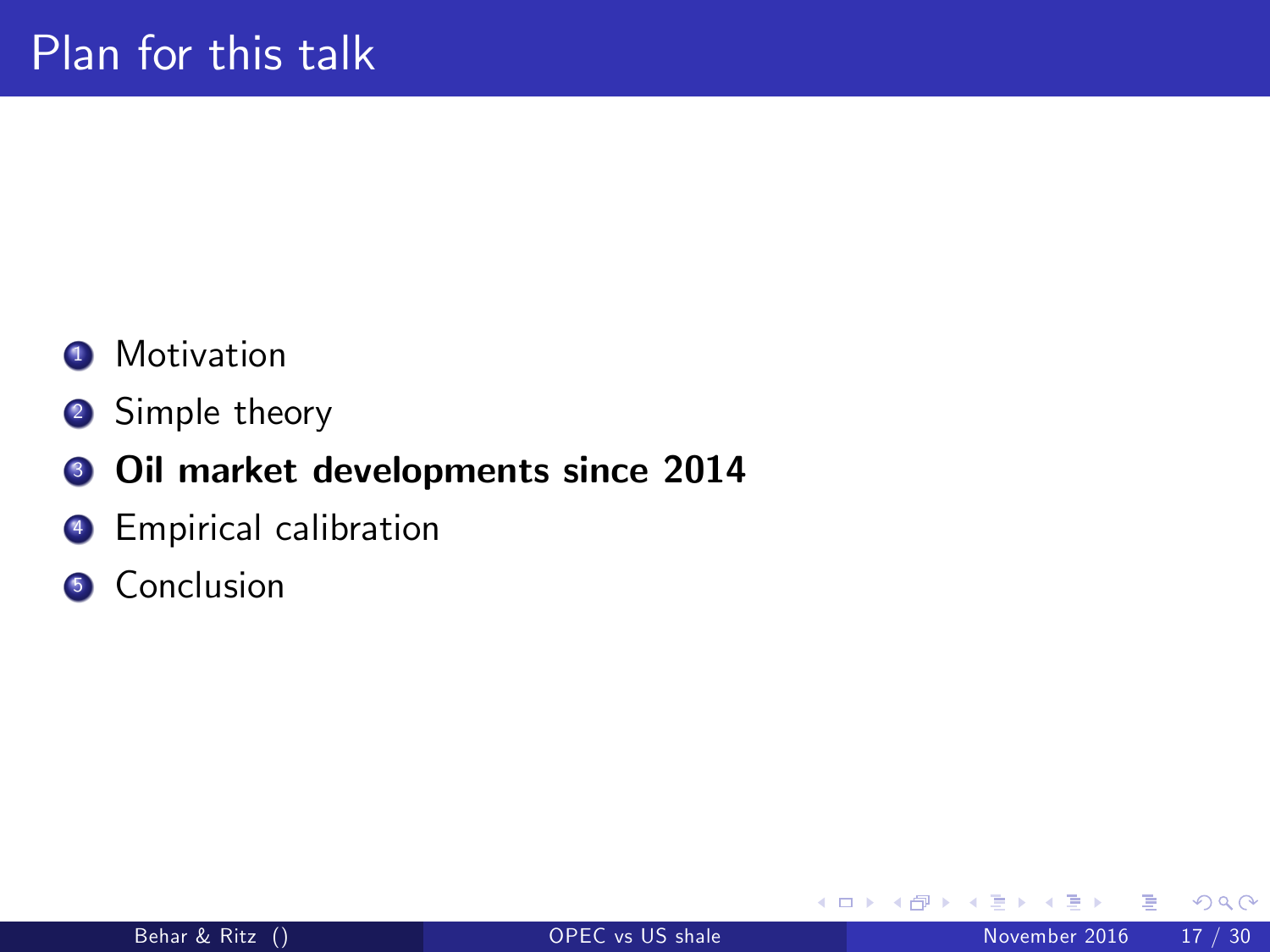# Plan for this talk

1. Motivation
2. Simple theory
3. **Oil market developments since 2014**
4. Empirical calibration
5. Conclusion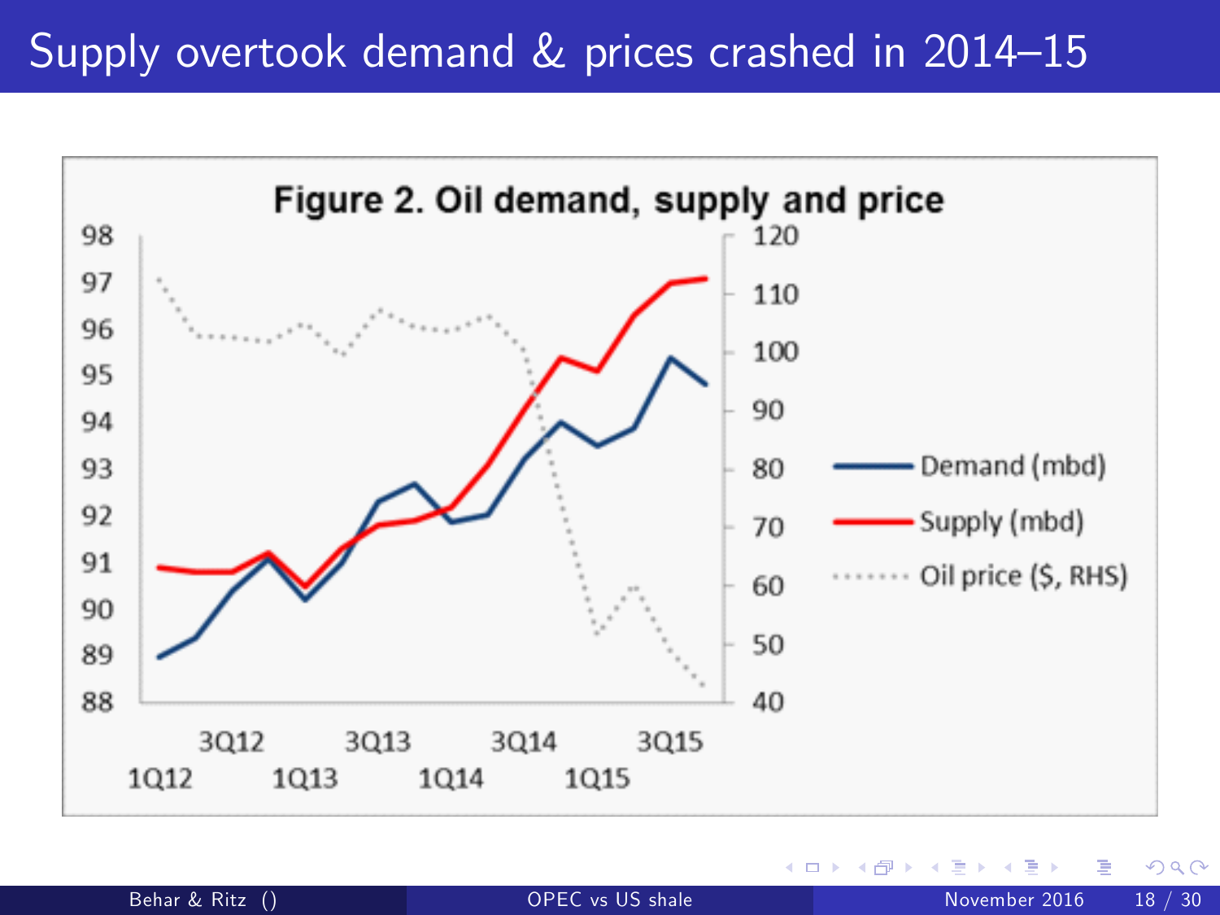# Supply overtook demand & prices crashed in 2014–15

Figure 2. Oil demand, supply and price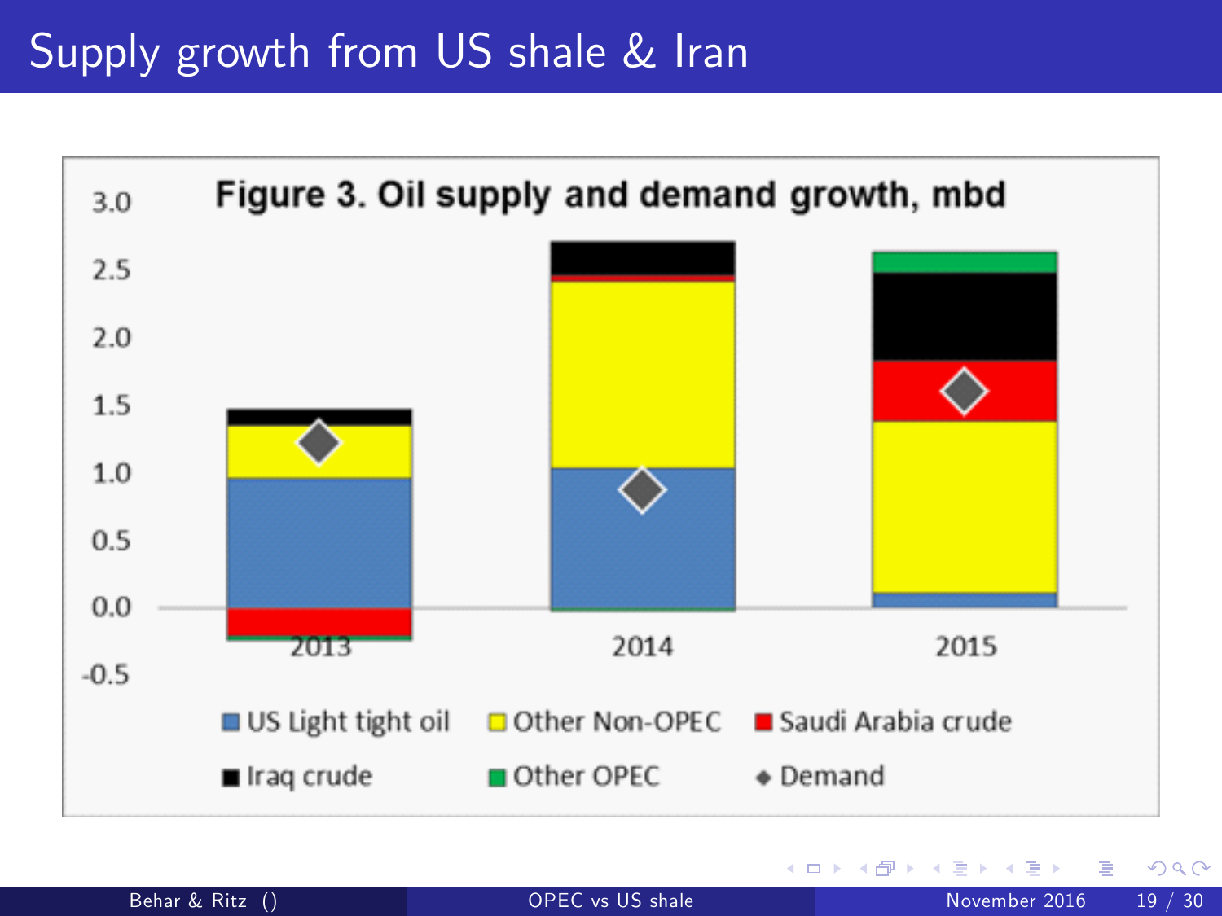# Supply growth from US shale & Iran

**Figure 3. Oil supply and demand growth, mbd**

US Light tight oil · Other Non-OPEC · Saudi Arabia crude · Iraq crude · Other OPEC · Demand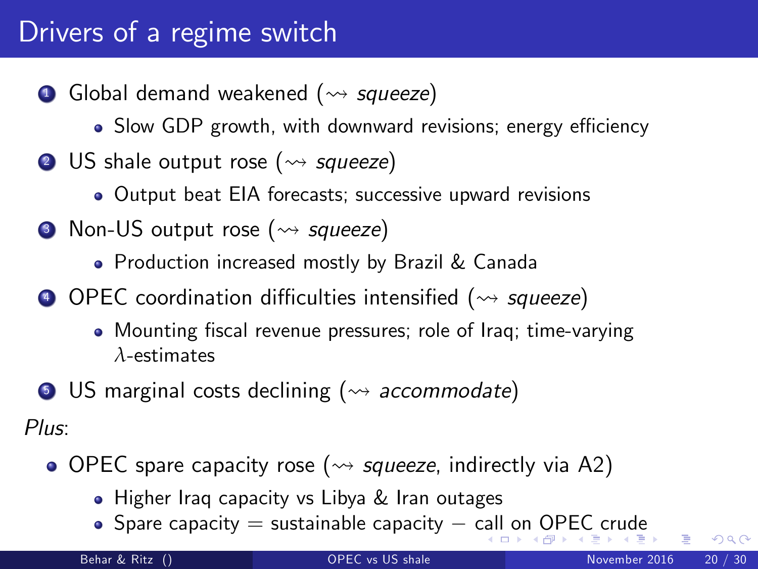# Drivers of a regime switch

1. Global demand weakened ($\rightsquigarrow$ *squeeze*)
   - Slow GDP growth, with downward revisions; energy efficiency
2. US shale output rose ($\rightsquigarrow$ *squeeze*)
   - Output beat EIA forecasts; successive upward revisions
3. Non-US output rose ($\rightsquigarrow$ *squeeze*)
   - Production increased mostly by Brazil & Canada
4. OPEC coordination difficulties intensified ($\rightsquigarrow$ *squeeze*)
   - Mounting fiscal revenue pressures; role of Iraq; time-varying $\lambda$-estimates
5. US marginal costs declining ($\rightsquigarrow$ *accommodate*)

*Plus*:

- OPEC spare capacity rose ($\rightsquigarrow$ *squeeze*, indirectly via A2)
  - Higher Iraq capacity vs Libya & Iran outages
  - Spare capacity = sustainable capacity − call on OPEC crude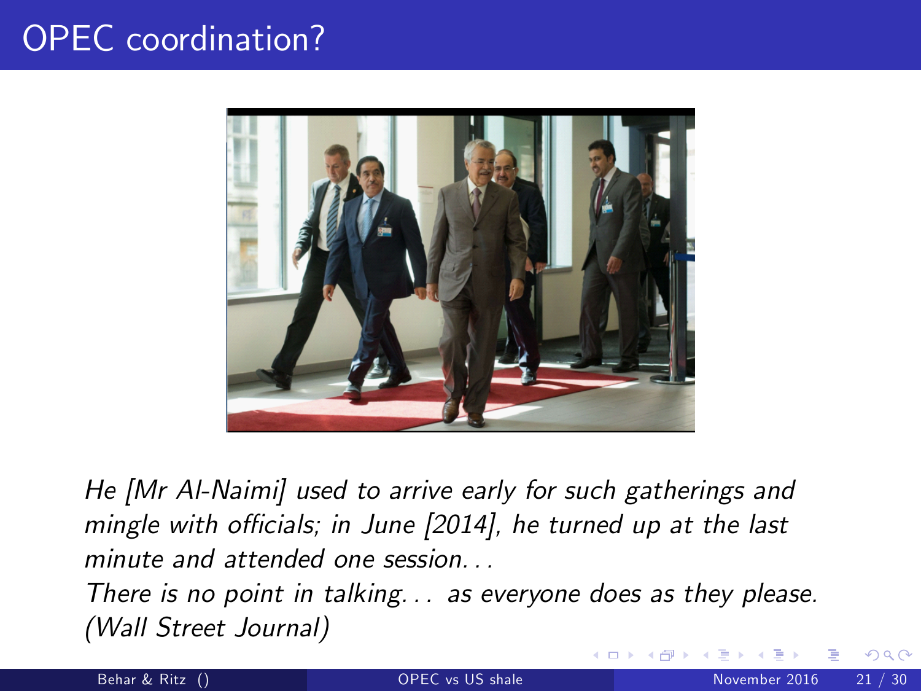# OPEC coordination?

*He [Mr Al-Naimi] used to arrive early for such gatherings and mingle with officials; in June [2014], he turned up at the last minute and attended one session...*

*There is no point in talking... as everyone does as they please. (Wall Street Journal)*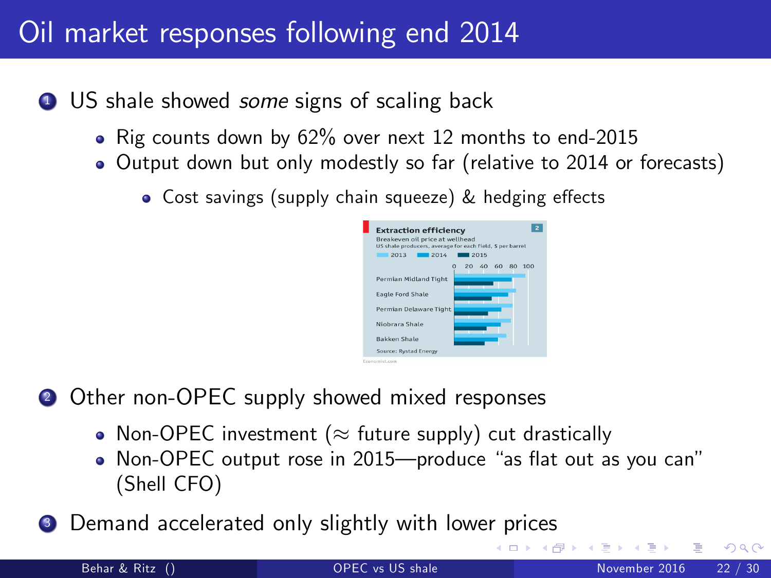# Oil market responses following end 2014

1. US shale showed *some* signs of scaling back
   - Rig counts down by 62% over next 12 months to end-2015
   - Output down but only modestly so far (relative to 2014 or forecasts)
     - Cost savings (supply chain squeeze) & hedging effects

2. Other non-OPEC supply showed mixed responses
   - Non-OPEC investment (≈ future supply) cut drastically
   - Non-OPEC output rose in 2015—produce "as flat out as you can" (Shell CFO)

3. Demand accelerated only slightly with lower prices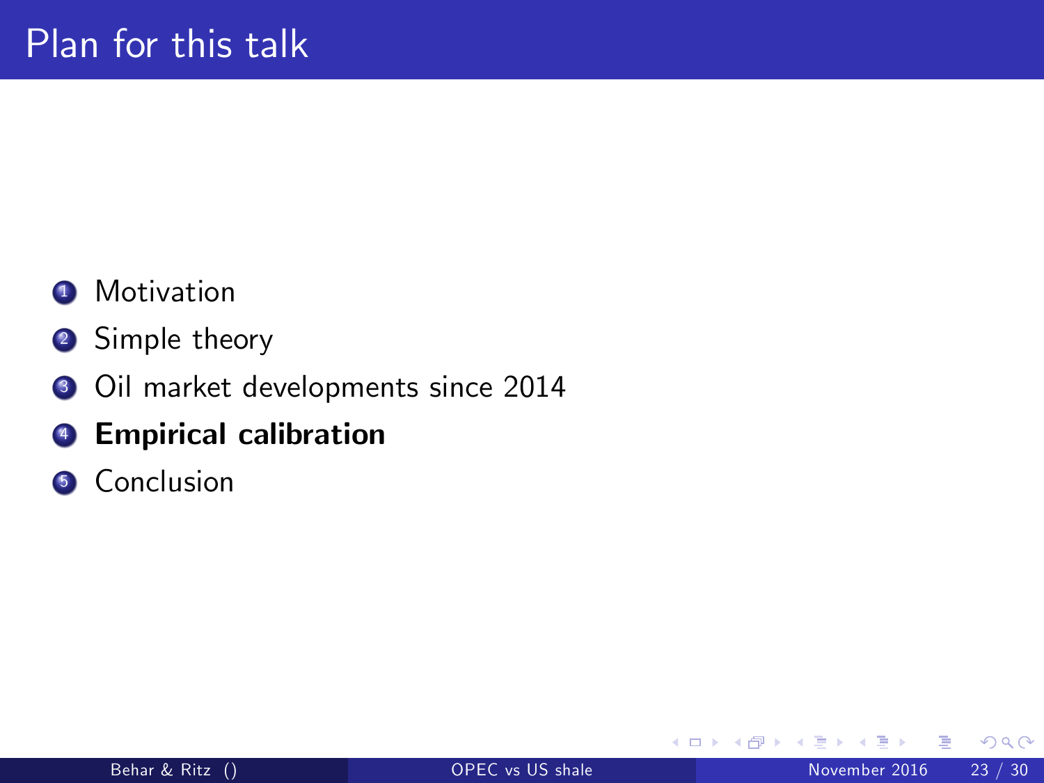# Plan for this talk

1. Motivation
2. Simple theory
3. Oil market developments since 2014
4. **Empirical calibration**
5. Conclusion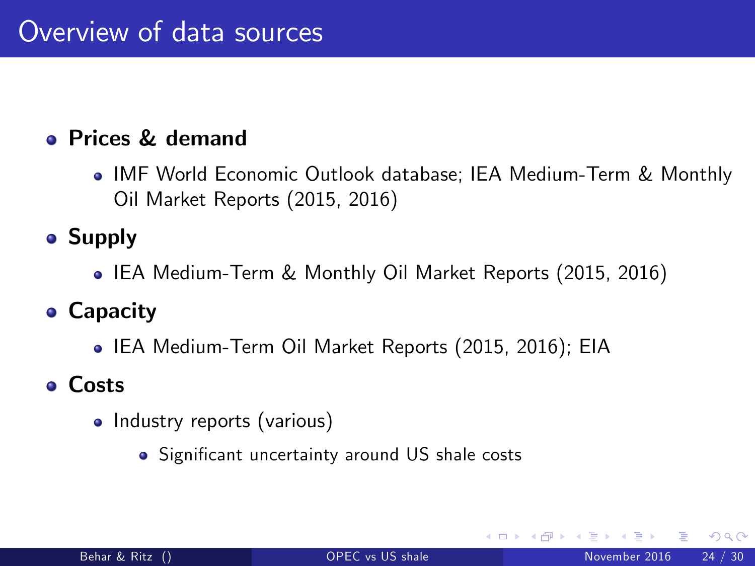# Overview of data sources

- **Prices & demand**
  - IMF World Economic Outlook database; IEA Medium-Term & Monthly Oil Market Reports (2015, 2016)
- **Supply**
  - IEA Medium-Term & Monthly Oil Market Reports (2015, 2016)
- **Capacity**
  - IEA Medium-Term Oil Market Reports (2015, 2016); EIA
- **Costs**
  - Industry reports (various)
    - Significant uncertainty around US shale costs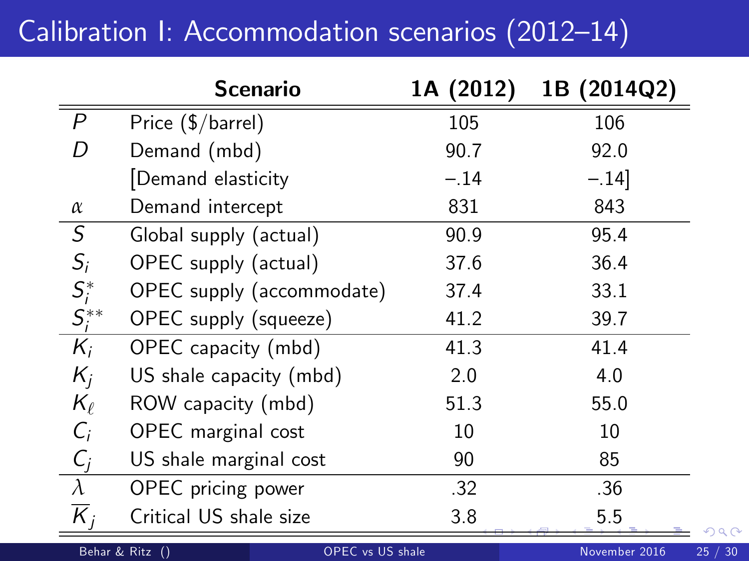# Calibration I: Accommodation scenarios (2012–14)

| | Scenario | 1A (2012) | 1B (2014Q2) |
|---|---|---|---|
| $P$ | Price ($/barrel) | 105 | 106 |
| $D$ | Demand (mbd) | 90.7 | 92.0 |
| | [Demand elasticity | −.14 | −.14] |
| $\alpha$ | Demand intercept | 831 | 843 |
| $S$ | Global supply (actual) | 90.9 | 95.4 |
| $S_i$ | OPEC supply (actual) | 37.6 | 36.4 |
| $S_i^*$ | OPEC supply (accommodate) | 37.4 | 33.1 |
| $S_i^{**}$ | OPEC supply (squeeze) | 41.2 | 39.7 |
| $K_i$ | OPEC capacity (mbd) | 41.3 | 41.4 |
| $K_j$ | US shale capacity (mbd) | 2.0 | 4.0 |
| $K_\ell$ | ROW capacity (mbd) | 51.3 | 55.0 |
| $C_i$ | OPEC marginal cost | 10 | 10 |
| $C_j$ | US shale marginal cost | 90 | 85 |
| $\lambda$ | OPEC pricing power | .32 | .36 |
| $\overline{K}_j$ | Critical US shale size | 3.8 | 5.5 |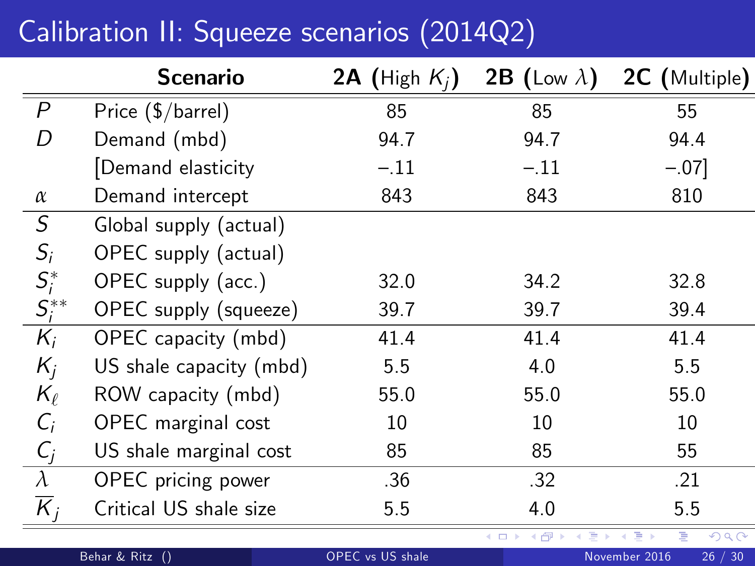# Calibration II: Squeeze scenarios (2014Q2)

| | Scenario | 2A (High $K_j$) | 2B (Low $\lambda$) | 2C (Multiple) |
|---|---|---|---|---|
| $P$ | Price ($/barrel) | 85 | 85 | 55 |
| $D$ | Demand (mbd) | 94.7 | 94.7 | 94.4 |
| | [Demand elasticity | −.11 | −.11 | −.07] |
| $\alpha$ | Demand intercept | 843 | 843 | 810 |
| $S$ | Global supply (actual) | | | |
| $S_i$ | OPEC supply (actual) | | | |
| $S_i^*$ | OPEC supply (acc.) | 32.0 | 34.2 | 32.8 |
| $S_i^{**}$ | OPEC supply (squeeze) | 39.7 | 39.7 | 39.4 |
| $K_i$ | OPEC capacity (mbd) | 41.4 | 41.4 | 41.4 |
| $K_j$ | US shale capacity (mbd) | 5.5 | 4.0 | 5.5 |
| $K_\ell$ | ROW capacity (mbd) | 55.0 | 55.0 | 55.0 |
| $C_i$ | OPEC marginal cost | 10 | 10 | 10 |
| $C_j$ | US shale marginal cost | 85 | 85 | 55 |
| $\lambda$ | OPEC pricing power | .36 | .32 | .21 |
| $\overline{K}_j$ | Critical US shale size | 5.5 | 4.0 | 5.5 |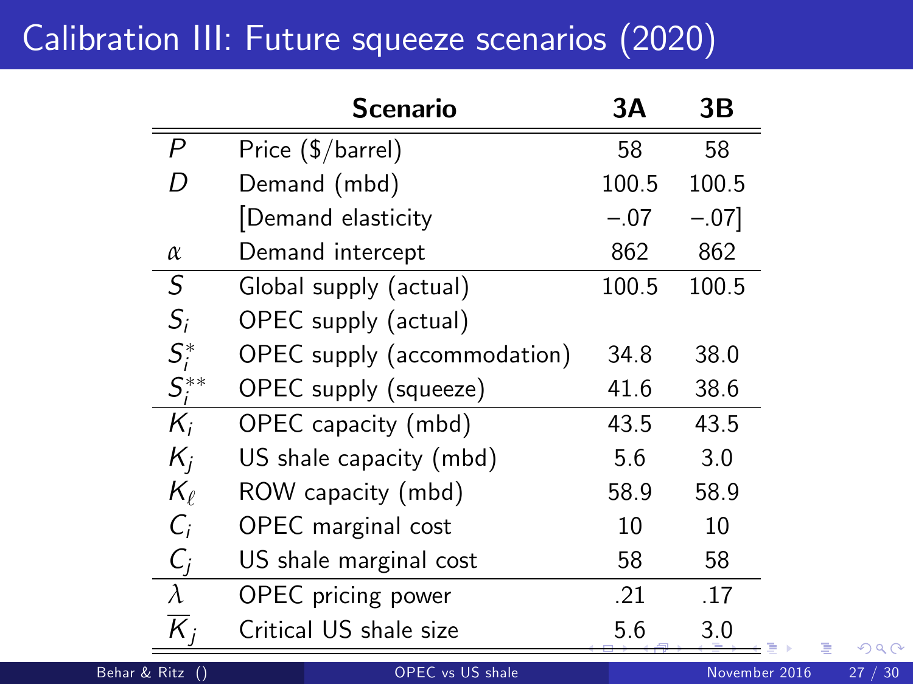# Calibration III: Future squeeze scenarios (2020)

| | Scenario | 3A | 3B |
|---|---|---|---|
| $P$ | Price ($/barrel) | 58 | 58 |
| $D$ | Demand (mbd) | 100.5 | 100.5 |
| | [Demand elasticity | −.07 | −.07] |
| $\alpha$ | Demand intercept | 862 | 862 |
| $S$ | Global supply (actual) | 100.5 | 100.5 |
| $S_i$ | OPEC supply (actual) | | |
| $S_i^*$ | OPEC supply (accommodation) | 34.8 | 38.0 |
| $S_i^{**}$ | OPEC supply (squeeze) | 41.6 | 38.6 |
| $K_i$ | OPEC capacity (mbd) | 43.5 | 43.5 |
| $K_j$ | US shale capacity (mbd) | 5.6 | 3.0 |
| $K_\ell$ | ROW capacity (mbd) | 58.9 | 58.9 |
| $C_i$ | OPEC marginal cost | 10 | 10 |
| $C_j$ | US shale marginal cost | 58 | 58 |
| $\lambda$ | OPEC pricing power | .21 | .17 |
| $\overline{K}_j$ | Critical US shale size | 5.6 | 3.0 |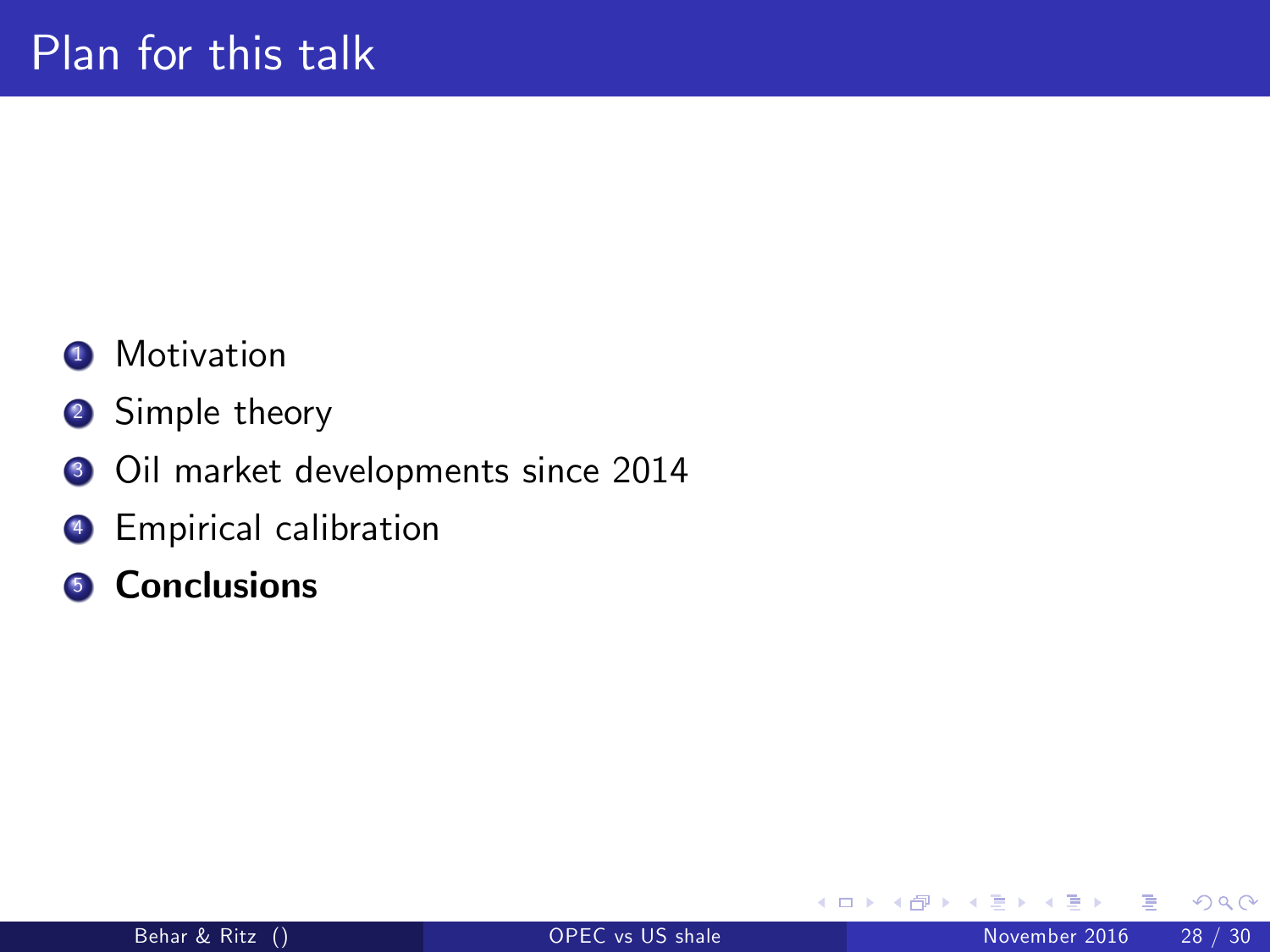# Plan for this talk

1. Motivation
2. Simple theory
3. Oil market developments since 2014
4. Empirical calibration
5. **Conclusions**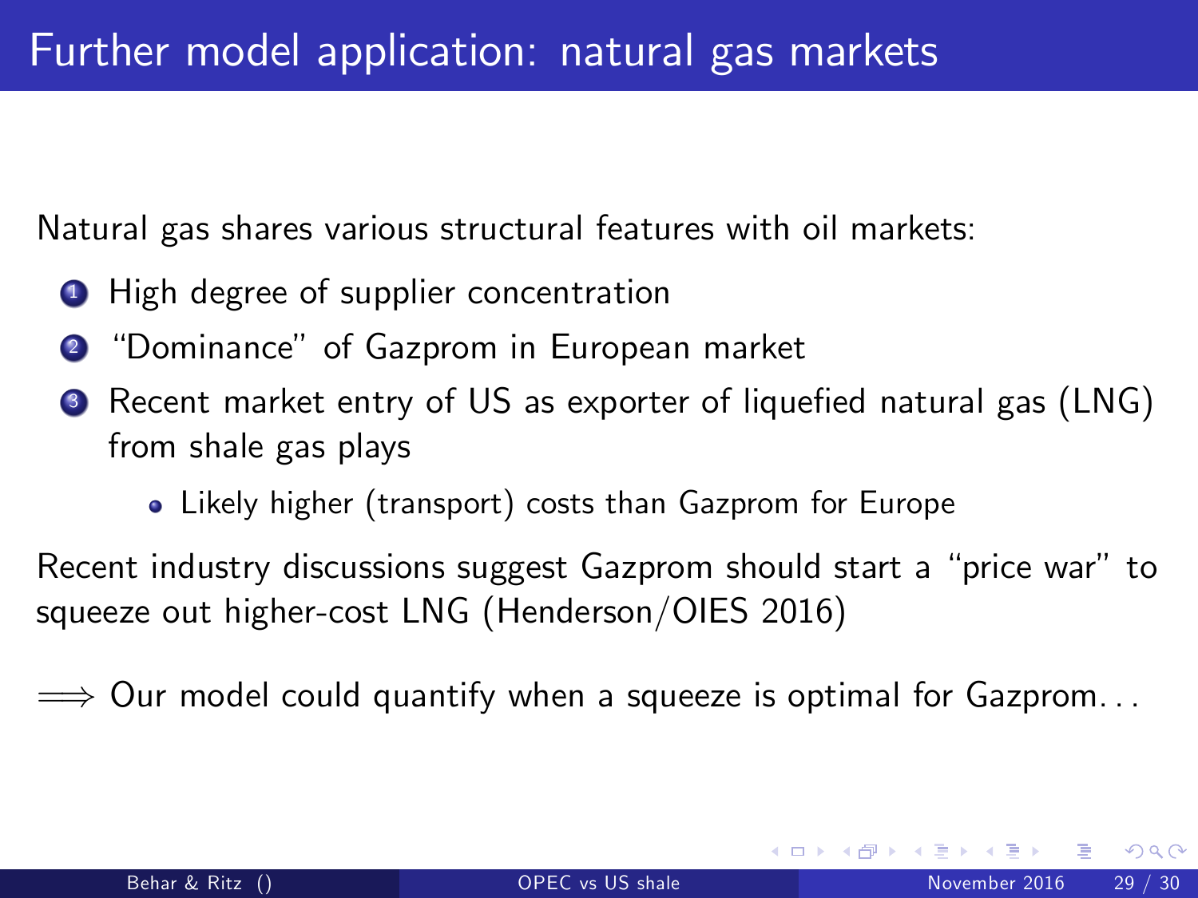# Further model application: natural gas markets

Natural gas shares various structural features with oil markets:

1. High degree of supplier concentration
2. "Dominance" of Gazprom in European market
3. Recent market entry of US as exporter of liquefied natural gas (LNG) from shale gas plays
   - Likely higher (transport) costs than Gazprom for Europe

Recent industry discussions suggest Gazprom should start a "price war" to squeeze out higher-cost LNG (Henderson/OIES 2016)

$\Longrightarrow$ Our model could quantify when a squeeze is optimal for Gazprom...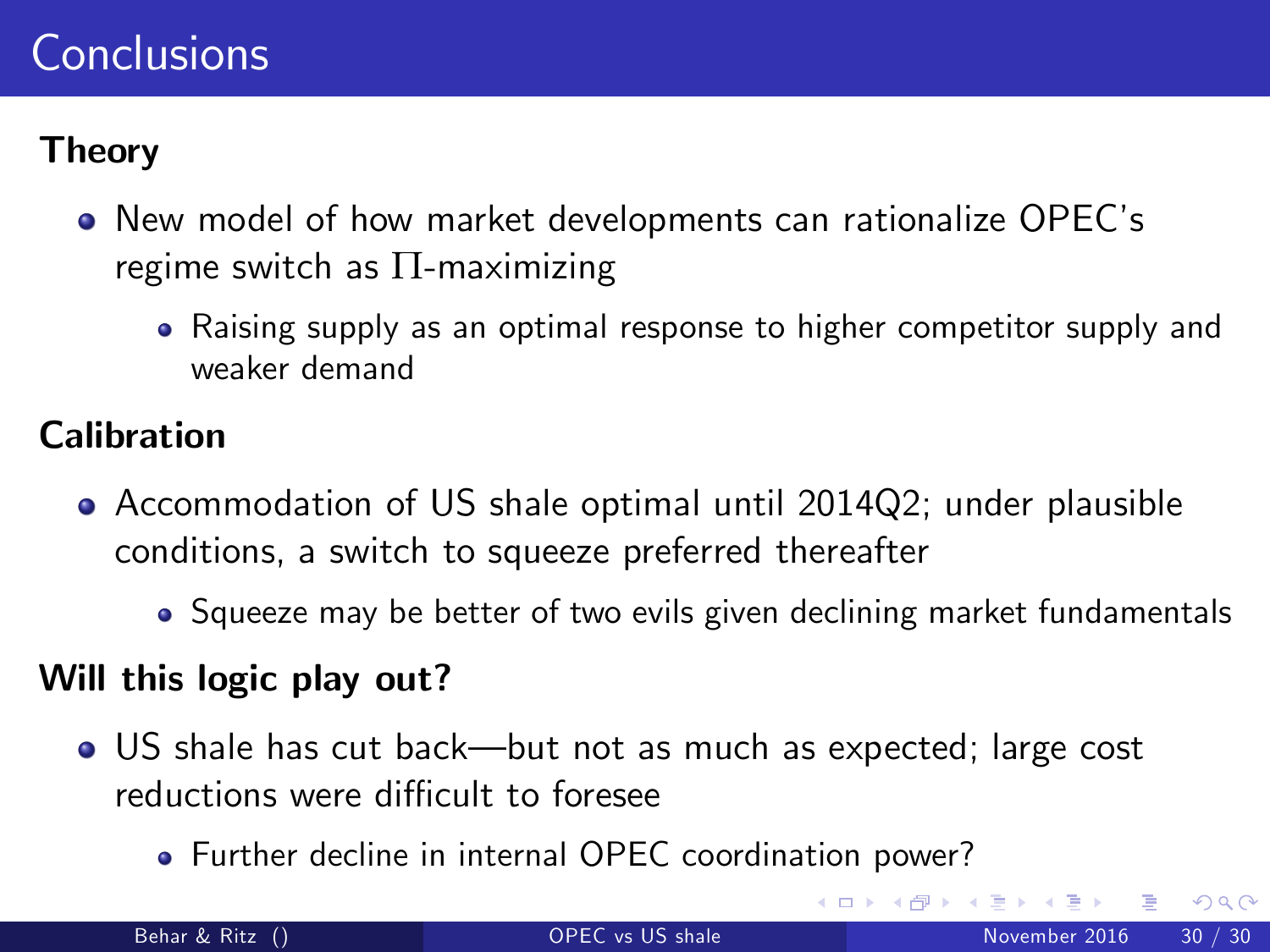# Conclusions

**Theory**

- New model of how market developments can rationalize OPEC's regime switch as $\Pi$-maximizing
  - Raising supply as an optimal response to higher competitor supply and weaker demand

**Calibration**

- Accommodation of US shale optimal until 2014Q2; under plausible conditions, a switch to squeeze preferred thereafter
  - Squeeze may be better of two evils given declining market fundamentals

**Will this logic play out?**

- US shale has cut back—but not as much as expected; large cost reductions were difficult to foresee
  - Further decline in internal OPEC coordination power?